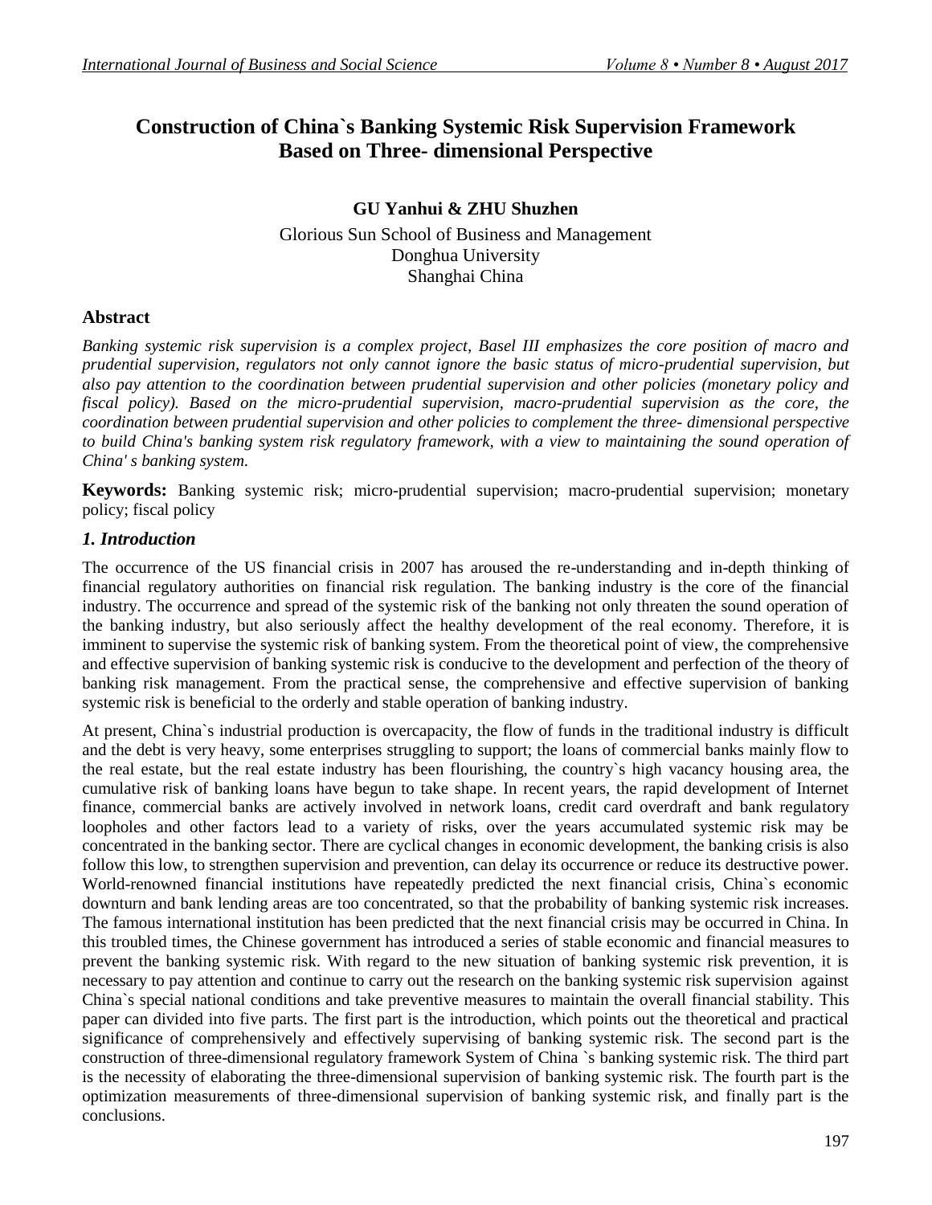# Construction of China`s Banking Systemic Risk Supervision Framework Based on Three- dimensional Perspective

**GU Yanhui & ZHU Shuzhen**

Glorious Sun School of Business and Management
Donghua University
Shanghai China

## Abstract

*Banking systemic risk supervision is a complex project, Basel III emphasizes the core position of macro and prudential supervision, regulators not only cannot ignore the basic status of micro-prudential supervision, but also pay attention to the coordination between prudential supervision and other policies (monetary policy and fiscal policy). Based on the micro-prudential supervision, macro-prudential supervision as the core, the coordination between prudential supervision and other policies to complement the three- dimensional perspective to build China's banking system risk regulatory framework, with a view to maintaining the sound operation of China' s banking system.*

**Keywords:** Banking systemic risk; micro-prudential supervision; macro-prudential supervision; monetary policy; fiscal policy

## *1. Introduction*

The occurrence of the US financial crisis in 2007 has aroused the re-understanding and in-depth thinking of financial regulatory authorities on financial risk regulation. The banking industry is the core of the financial industry. The occurrence and spread of the systemic risk of the banking not only threaten the sound operation of the banking industry, but also seriously affect the healthy development of the real economy. Therefore, it is imminent to supervise the systemic risk of banking system. From the theoretical point of view, the comprehensive and effective supervision of banking systemic risk is conducive to the development and perfection of the theory of banking risk management. From the practical sense, the comprehensive and effective supervision of banking systemic risk is beneficial to the orderly and stable operation of banking industry.

At present, China`s industrial production is overcapacity, the flow of funds in the traditional industry is difficult and the debt is very heavy, some enterprises struggling to support; the loans of commercial banks mainly flow to the real estate, but the real estate industry has been flourishing, the country`s high vacancy housing area, the cumulative risk of banking loans have begun to take shape. In recent years, the rapid development of Internet finance, commercial banks are actively involved in network loans, credit card overdraft and bank regulatory loopholes and other factors lead to a variety of risks, over the years accumulated systemic risk may be concentrated in the banking sector. There are cyclical changes in economic development, the banking crisis is also follow this low, to strengthen supervision and prevention, can delay its occurrence or reduce its destructive power. World-renowned financial institutions have repeatedly predicted the next financial crisis, China`s economic downturn and bank lending areas are too concentrated, so that the probability of banking systemic risk increases. The famous international institution has been predicted that the next financial crisis may be occurred in China. In this troubled times, the Chinese government has introduced a series of stable economic and financial measures to prevent the banking systemic risk. With regard to the new situation of banking systemic risk prevention, it is necessary to pay attention and continue to carry out the research on the banking systemic risk supervision against China`s special national conditions and take preventive measures to maintain the overall financial stability. This paper can divided into five parts. The first part is the introduction, which points out the theoretical and practical significance of comprehensively and effectively supervising of banking systemic risk. The second part is the construction of three-dimensional regulatory framework System of China `s banking systemic risk. The third part is the necessity of elaborating the three-dimensional supervision of banking systemic risk. The fourth part is the optimization measurements of three-dimensional supervision of banking systemic risk, and finally part is the conclusions.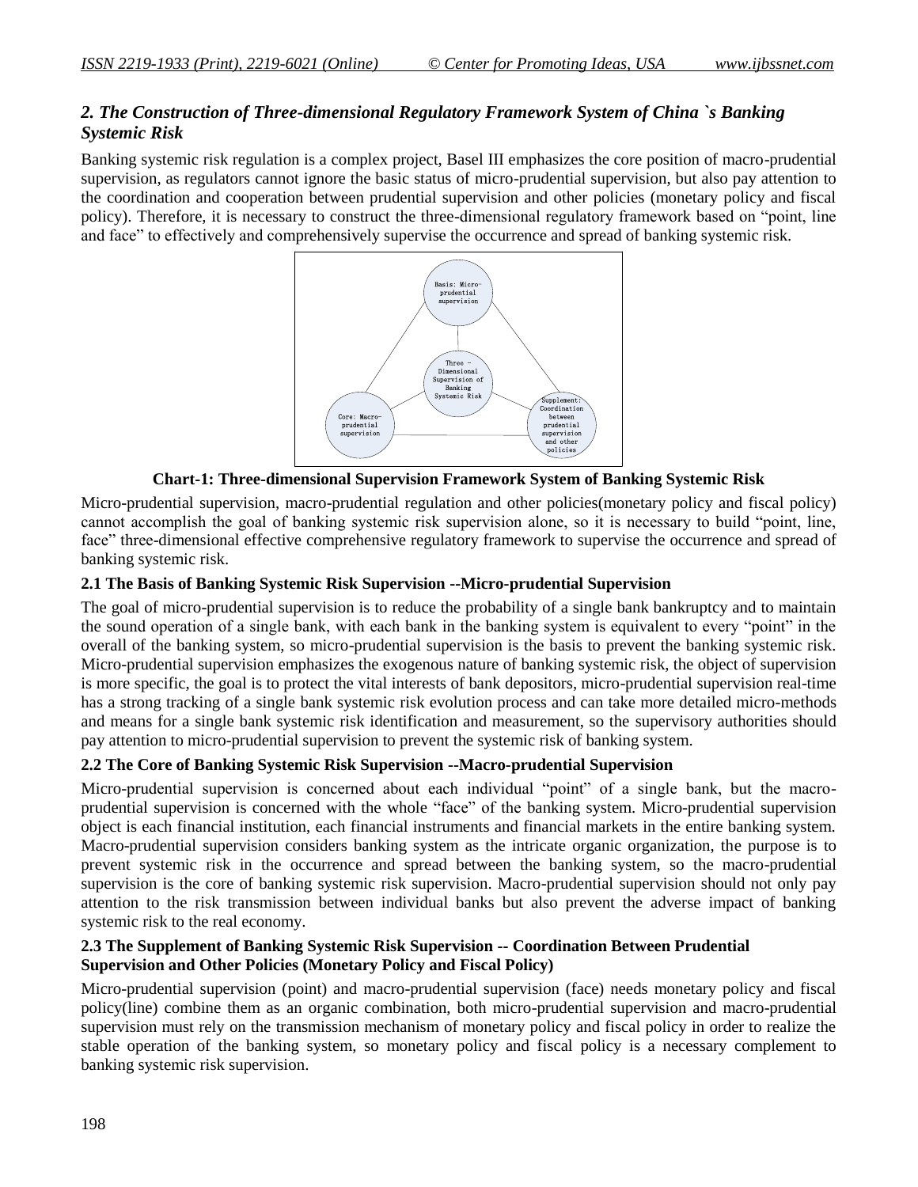### *2. The Construction of Three-dimensional Regulatory Framework System of China `s Banking Systemic Risk*

Banking systemic risk regulation is a complex project, Basel III emphasizes the core position of macro-prudential supervision, as regulators cannot ignore the basic status of micro-prudential supervision, but also pay attention to the coordination and cooperation between prudential supervision and other policies (monetary policy and fiscal policy). Therefore, it is necessary to construct the three-dimensional regulatory framework based on "point, line and face" to effectively and comprehensively supervise the occurrence and spread of banking systemic risk.

Basis: Micro-prudential supervision

Three – Dimensional Supervision of Banking Systemic Risk

Core: Macro-prudential supervision

Supplement: Coordination between prudential supervision and other policies

**Chart-1: Three-dimensional Supervision Framework System of Banking Systemic Risk**

Micro-prudential supervision, macro-prudential regulation and other policies(monetary policy and fiscal policy) cannot accomplish the goal of banking systemic risk supervision alone, so it is necessary to build "point, line, face" three-dimensional effective comprehensive regulatory framework to supervise the occurrence and spread of banking systemic risk.

#### 2.1 The Basis of Banking Systemic Risk Supervision --Micro-prudential Supervision

The goal of micro-prudential supervision is to reduce the probability of a single bank bankruptcy and to maintain the sound operation of a single bank, with each bank in the banking system is equivalent to every "point" in the overall of the banking system, so micro-prudential supervision is the basis to prevent the banking systemic risk. Micro-prudential supervision emphasizes the exogenous nature of banking systemic risk, the object of supervision is more specific, the goal is to protect the vital interests of bank depositors, micro-prudential supervision real-time has a strong tracking of a single bank systemic risk evolution process and can take more detailed micro-methods and means for a single bank systemic risk identification and measurement, so the supervisory authorities should pay attention to micro-prudential supervision to prevent the systemic risk of banking system.

#### 2.2 The Core of Banking Systemic Risk Supervision --Macro-prudential Supervision

Micro-prudential supervision is concerned about each individual "point" of a single bank, but the macro-prudential supervision is concerned with the whole "face" of the banking system. Micro-prudential supervision object is each financial institution, each financial instruments and financial markets in the entire banking system. Macro-prudential supervision considers banking system as the intricate organic organization, the purpose is to prevent systemic risk in the occurrence and spread between the banking system, so the macro-prudential supervision is the core of banking systemic risk supervision. Macro-prudential supervision should not only pay attention to the risk transmission between individual banks but also prevent the adverse impact of banking systemic risk to the real economy.

#### 2.3 The Supplement of Banking Systemic Risk Supervision -- Coordination Between Prudential Supervision and Other Policies (Monetary Policy and Fiscal Policy)

Micro-prudential supervision (point) and macro-prudential supervision (face) needs monetary policy and fiscal policy(line) combine them as an organic combination, both micro-prudential supervision and macro-prudential supervision must rely on the transmission mechanism of monetary policy and fiscal policy in order to realize the stable operation of the banking system, so monetary policy and fiscal policy is a necessary complement to banking systemic risk supervision.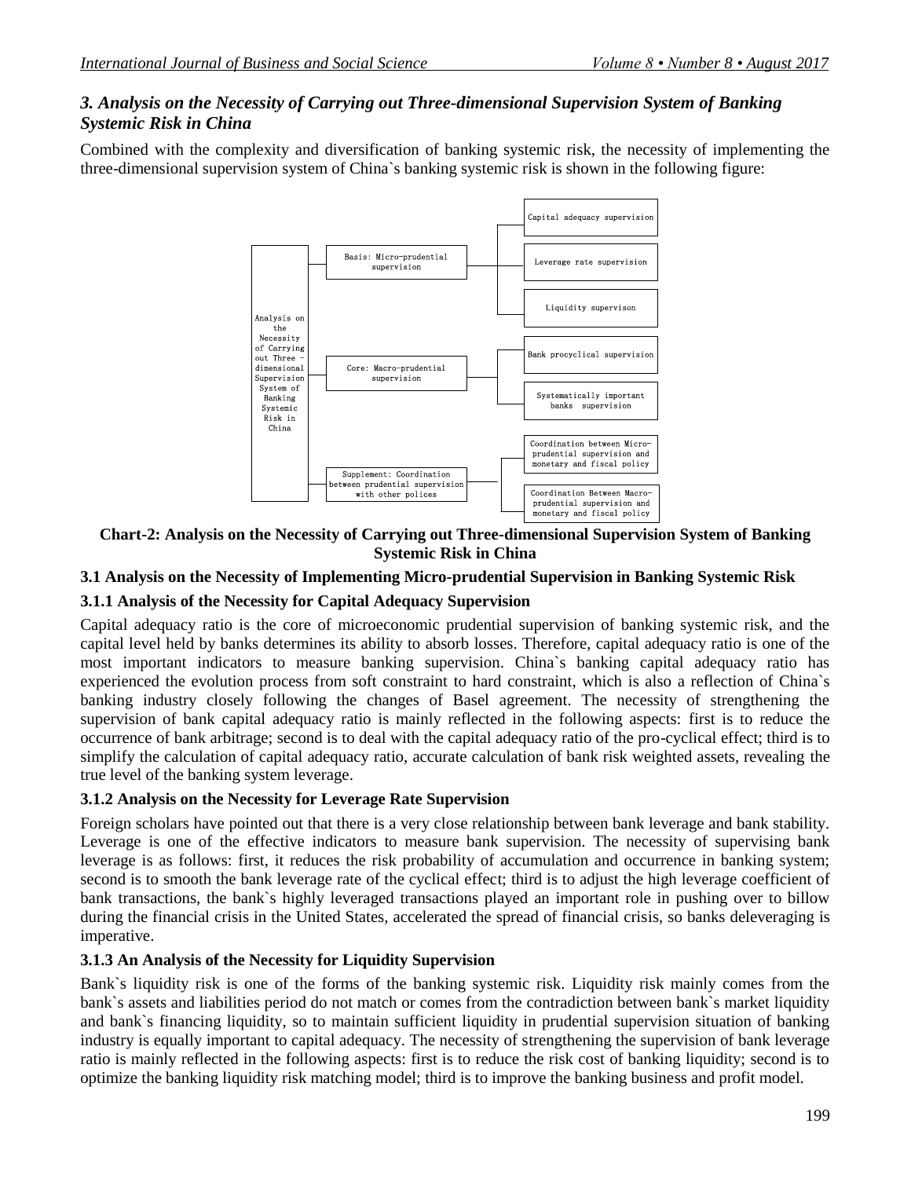## *3. Analysis on the Necessity of Carrying out Three-dimensional Supervision System of Banking Systemic Risk in China*

Combined with the complexity and diversification of banking systemic risk, the necessity of implementing the three-dimensional supervision system of China`s banking systemic risk is shown in the following figure:

Analysis on the Necessity of Carrying out Three - dimensional Supervision System of Banking Systemic Risk in China

Basis: Micro-prudential supervision

Capital adequacy supervision

Leverage rate supervision

Liquidity supervison

Core: Macro-prudential supervision

Bank procyclical supervision

Systematically important banks supervision

Supplement: Coordination between prudential supervision with other polices

Coordination between Micro-prudential supervision and monetary and fiscal policy

Coordination Between Macro-prudential supervision and monetary and fiscal policy

**Chart-2: Analysis on the Necessity of Carrying out Three-dimensional Supervision System of Banking Systemic Risk in China**

### 3.1 Analysis on the Necessity of Implementing Micro-prudential Supervision in Banking Systemic Risk

#### 3.1.1 Analysis of the Necessity for Capital Adequacy Supervision

Capital adequacy ratio is the core of microeconomic prudential supervision of banking systemic risk, and the capital level held by banks determines its ability to absorb losses. Therefore, capital adequacy ratio is one of the most important indicators to measure banking supervision. China`s banking capital adequacy ratio has experienced the evolution process from soft constraint to hard constraint, which is also a reflection of China`s banking industry closely following the changes of Basel agreement. The necessity of strengthening the supervision of bank capital adequacy ratio is mainly reflected in the following aspects: first is to reduce the occurrence of bank arbitrage; second is to deal with the capital adequacy ratio of the pro-cyclical effect; third is to simplify the calculation of capital adequacy ratio, accurate calculation of bank risk weighted assets, revealing the true level of the banking system leverage.

#### 3.1.2 Analysis on the Necessity for Leverage Rate Supervision

Foreign scholars have pointed out that there is a very close relationship between bank leverage and bank stability. Leverage is one of the effective indicators to measure bank supervision. The necessity of supervising bank leverage is as follows: first, it reduces the risk probability of accumulation and occurrence in banking system; second is to smooth the bank leverage rate of the cyclical effect; third is to adjust the high leverage coefficient of bank transactions, the bank`s highly leveraged transactions played an important role in pushing over to billow during the financial crisis in the United States, accelerated the spread of financial crisis, so banks deleveraging is imperative.

#### 3.1.3 An Analysis of the Necessity for Liquidity Supervision

Bank`s liquidity risk is one of the forms of the banking systemic risk. Liquidity risk mainly comes from the bank`s assets and liabilities period do not match or comes from the contradiction between bank`s market liquidity and bank`s financing liquidity, so to maintain sufficient liquidity in prudential supervision situation of banking industry is equally important to capital adequacy. The necessity of strengthening the supervision of bank leverage ratio is mainly reflected in the following aspects: first is to reduce the risk cost of banking liquidity; second is to optimize the banking liquidity risk matching model; third is to improve the banking business and profit model.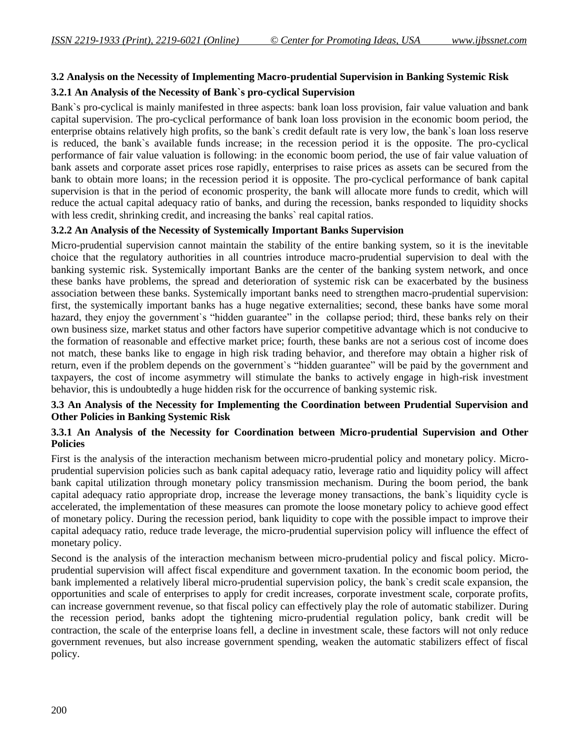**3.2 Analysis on the Necessity of Implementing Macro-prudential Supervision in Banking Systemic Risk**

**3.2.1 An Analysis of the Necessity of Bank`s pro-cyclical Supervision**

Bank`s pro-cyclical is mainly manifested in three aspects: bank loan loss provision, fair value valuation and bank capital supervision. The pro-cyclical performance of bank loan loss provision in the economic boom period, the enterprise obtains relatively high profits, so the bank`s credit default rate is very low, the bank`s loan loss reserve is reduced, the bank`s available funds increase; in the recession period it is the opposite. The pro-cyclical performance of fair value valuation is following: in the economic boom period, the use of fair value valuation of bank assets and corporate asset prices rose rapidly, enterprises to raise prices as assets can be secured from the bank to obtain more loans; in the recession period it is opposite. The pro-cyclical performance of bank capital supervision is that in the period of economic prosperity, the bank will allocate more funds to credit, which will reduce the actual capital adequacy ratio of banks, and during the recession, banks responded to liquidity shocks with less credit, shrinking credit, and increasing the banks` real capital ratios.

**3.2.2 An Analysis of the Necessity of Systemically Important Banks Supervision**

Micro-prudential supervision cannot maintain the stability of the entire banking system, so it is the inevitable choice that the regulatory authorities in all countries introduce macro-prudential supervision to deal with the banking systemic risk. Systemically important Banks are the center of the banking system network, and once these banks have problems, the spread and deterioration of systemic risk can be exacerbated by the business association between these banks. Systemically important banks need to strengthen macro-prudential supervision: first, the systemically important banks has a huge negative externalities; second, these banks have some moral hazard, they enjoy the government`s "hidden guarantee" in the collapse period; third, these banks rely on their own business size, market status and other factors have superior competitive advantage which is not conducive to the formation of reasonable and effective market price; fourth, these banks are not a serious cost of income does not match, these banks like to engage in high risk trading behavior, and therefore may obtain a higher risk of return, even if the problem depends on the government`s "hidden guarantee" will be paid by the government and taxpayers, the cost of income asymmetry will stimulate the banks to actively engage in high-risk investment behavior, this is undoubtedly a huge hidden risk for the occurrence of banking systemic risk.

**3.3 An Analysis of the Necessity for Implementing the Coordination between Prudential Supervision and Other Policies in Banking Systemic Risk**

**3.3.1 An Analysis of the Necessity for Coordination between Micro-prudential Supervision and Other Policies**

First is the analysis of the interaction mechanism between micro-prudential policy and monetary policy. Micro-prudential supervision policies such as bank capital adequacy ratio, leverage ratio and liquidity policy will affect bank capital utilization through monetary policy transmission mechanism. During the boom period, the bank capital adequacy ratio appropriate drop, increase the leverage money transactions, the bank`s liquidity cycle is accelerated, the implementation of these measures can promote the loose monetary policy to achieve good effect of monetary policy. During the recession period, bank liquidity to cope with the possible impact to improve their capital adequacy ratio, reduce trade leverage, the micro-prudential supervision policy will influence the effect of monetary policy.

Second is the analysis of the interaction mechanism between micro-prudential policy and fiscal policy. Micro-prudential supervision will affect fiscal expenditure and government taxation. In the economic boom period, the bank implemented a relatively liberal micro-prudential supervision policy, the bank`s credit scale expansion, the opportunities and scale of enterprises to apply for credit increases, corporate investment scale, corporate profits, can increase government revenue, so that fiscal policy can effectively play the role of automatic stabilizer. During the recession period, banks adopt the tightening micro-prudential regulation policy, bank credit will be contraction, the scale of the enterprise loans fell, a decline in investment scale, these factors will not only reduce government revenues, but also increase government spending, weaken the automatic stabilizers effect of fiscal policy.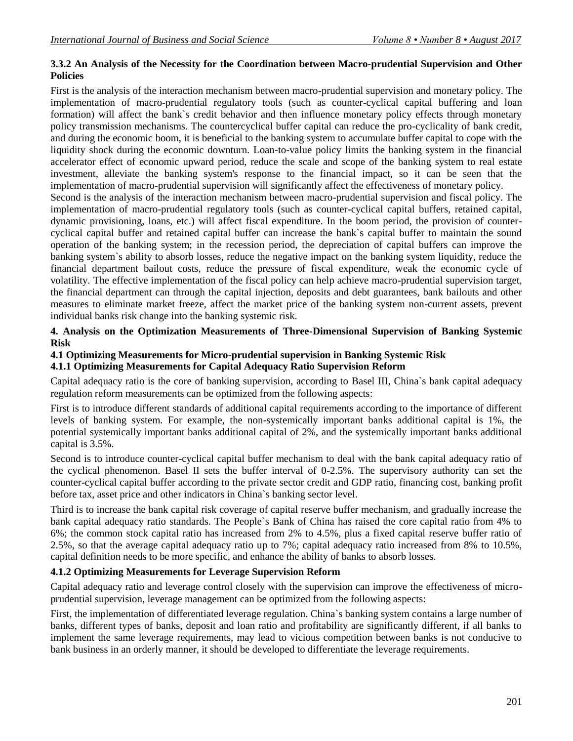### 3.3.2 An Analysis of the Necessity for the Coordination between Macro-prudential Supervision and Other Policies

First is the analysis of the interaction mechanism between macro-prudential supervision and monetary policy. The implementation of macro-prudential regulatory tools (such as counter-cyclical capital buffering and loan formation) will affect the bank`s credit behavior and then influence monetary policy effects through monetary policy transmission mechanisms. The countercyclical buffer capital can reduce the pro-cyclicality of bank credit, and during the economic boom, it is beneficial to the banking system to accumulate buffer capital to cope with the liquidity shock during the economic downturn. Loan-to-value policy limits the banking system in the financial accelerator effect of economic upward period, reduce the scale and scope of the banking system to real estate investment, alleviate the banking system's response to the financial impact, so it can be seen that the implementation of macro-prudential supervision will significantly affect the effectiveness of monetary policy.

Second is the analysis of the interaction mechanism between macro-prudential supervision and fiscal policy. The implementation of macro-prudential regulatory tools (such as counter-cyclical capital buffers, retained capital, dynamic provisioning, loans, etc.) will affect fiscal expenditure. In the boom period, the provision of counter-cyclical capital buffer and retained capital buffer can increase the bank`s capital buffer to maintain the sound operation of the banking system; in the recession period, the depreciation of capital buffers can improve the banking system`s ability to absorb losses, reduce the negative impact on the banking system liquidity, reduce the financial department bailout costs, reduce the pressure of fiscal expenditure, weak the economic cycle of volatility. The effective implementation of the fiscal policy can help achieve macro-prudential supervision target, the financial department can through the capital injection, deposits and debt guarantees, bank bailouts and other measures to eliminate market freeze, affect the market price of the banking system non-current assets, prevent individual banks risk change into the banking systemic risk.

## 4. Analysis on the Optimization Measurements of Three-Dimensional Supervision of Banking Systemic Risk

### 4.1 Optimizing Measurements for Micro-prudential supervision in Banking Systemic Risk

### 4.1.1 Optimizing Measurements for Capital Adequacy Ratio Supervision Reform

Capital adequacy ratio is the core of banking supervision, according to Basel III, China`s bank capital adequacy regulation reform measurements can be optimized from the following aspects:

First is to introduce different standards of additional capital requirements according to the importance of different levels of banking system. For example, the non-systemically important banks additional capital is 1%, the potential systemically important banks additional capital of 2%, and the systemically important banks additional capital is 3.5%.

Second is to introduce counter-cyclical capital buffer mechanism to deal with the bank capital adequacy ratio of the cyclical phenomenon. Basel II sets the buffer interval of 0-2.5%. The supervisory authority can set the counter-cyclical capital buffer according to the private sector credit and GDP ratio, financing cost, banking profit before tax, asset price and other indicators in China`s banking sector level.

Third is to increase the bank capital risk coverage of capital reserve buffer mechanism, and gradually increase the bank capital adequacy ratio standards. The People`s Bank of China has raised the core capital ratio from 4% to 6%; the common stock capital ratio has increased from 2% to 4.5%, plus a fixed capital reserve buffer ratio of 2.5%, so that the average capital adequacy ratio up to 7%; capital adequacy ratio increased from 8% to 10.5%, capital definition needs to be more specific, and enhance the ability of banks to absorb losses.

### 4.1.2 Optimizing Measurements for Leverage Supervision Reform

Capital adequacy ratio and leverage control closely with the supervision can improve the effectiveness of micro-prudential supervision, leverage management can be optimized from the following aspects:

First, the implementation of differentiated leverage regulation. China`s banking system contains a large number of banks, different types of banks, deposit and loan ratio and profitability are significantly different, if all banks to implement the same leverage requirements, may lead to vicious competition between banks is not conducive to bank business in an orderly manner, it should be developed to differentiate the leverage requirements.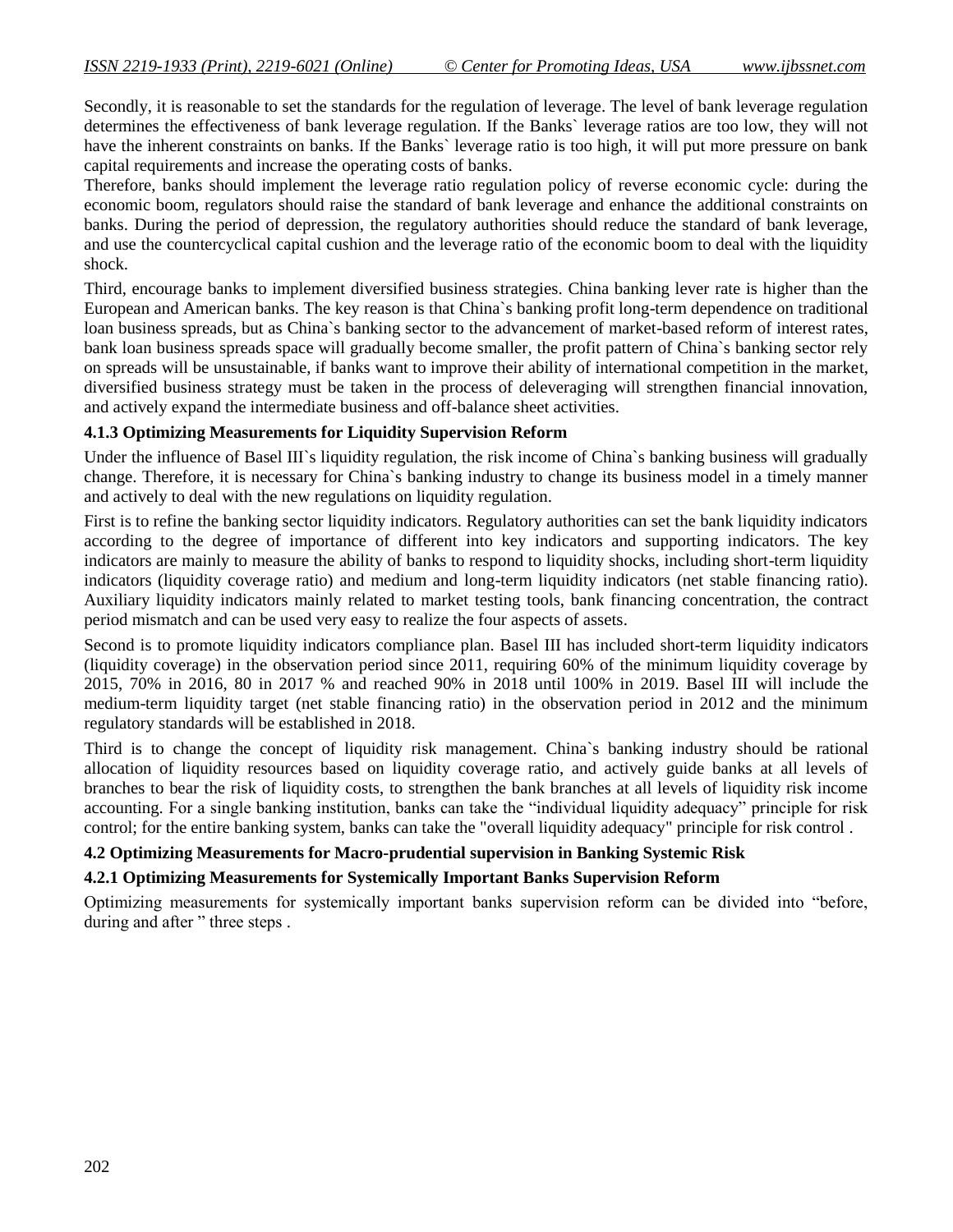Secondly, it is reasonable to set the standards for the regulation of leverage. The level of bank leverage regulation determines the effectiveness of bank leverage regulation. If the Banks` leverage ratios are too low, they will not have the inherent constraints on banks. If the Banks` leverage ratio is too high, it will put more pressure on bank capital requirements and increase the operating costs of banks.

Therefore, banks should implement the leverage ratio regulation policy of reverse economic cycle: during the economic boom, regulators should raise the standard of bank leverage and enhance the additional constraints on banks. During the period of depression, the regulatory authorities should reduce the standard of bank leverage, and use the countercyclical capital cushion and the leverage ratio of the economic boom to deal with the liquidity shock.

Third, encourage banks to implement diversified business strategies. China banking lever rate is higher than the European and American banks. The key reason is that China`s banking profit long-term dependence on traditional loan business spreads, but as China`s banking sector to the advancement of market-based reform of interest rates, bank loan business spreads space will gradually become smaller, the profit pattern of China`s banking sector rely on spreads will be unsustainable, if banks want to improve their ability of international competition in the market, diversified business strategy must be taken in the process of deleveraging will strengthen financial innovation, and actively expand the intermediate business and off-balance sheet activities.

#### 4.1.3 Optimizing Measurements for Liquidity Supervision Reform

Under the influence of Basel III`s liquidity regulation, the risk income of China`s banking business will gradually change. Therefore, it is necessary for China`s banking industry to change its business model in a timely manner and actively to deal with the new regulations on liquidity regulation.

First is to refine the banking sector liquidity indicators. Regulatory authorities can set the bank liquidity indicators according to the degree of importance of different into key indicators and supporting indicators. The key indicators are mainly to measure the ability of banks to respond to liquidity shocks, including short-term liquidity indicators (liquidity coverage ratio) and medium and long-term liquidity indicators (net stable financing ratio). Auxiliary liquidity indicators mainly related to market testing tools, bank financing concentration, the contract period mismatch and can be used very easy to realize the four aspects of assets.

Second is to promote liquidity indicators compliance plan. Basel III has included short-term liquidity indicators (liquidity coverage) in the observation period since 2011, requiring 60% of the minimum liquidity coverage by 2015, 70% in 2016, 80 in 2017 % and reached 90% in 2018 until 100% in 2019. Basel III will include the medium-term liquidity target (net stable financing ratio) in the observation period in 2012 and the minimum regulatory standards will be established in 2018.

Third is to change the concept of liquidity risk management. China`s banking industry should be rational allocation of liquidity resources based on liquidity coverage ratio, and actively guide banks at all levels of branches to bear the risk of liquidity costs, to strengthen the bank branches at all levels of liquidity risk income accounting. For a single banking institution, banks can take the "individual liquidity adequacy" principle for risk control; for the entire banking system, banks can take the "overall liquidity adequacy" principle for risk control .

### 4.2 Optimizing Measurements for Macro-prudential supervision in Banking Systemic Risk

#### 4.2.1 Optimizing Measurements for Systemically Important Banks Supervision Reform

Optimizing measurements for systemically important banks supervision reform can be divided into "before, during and after " three steps .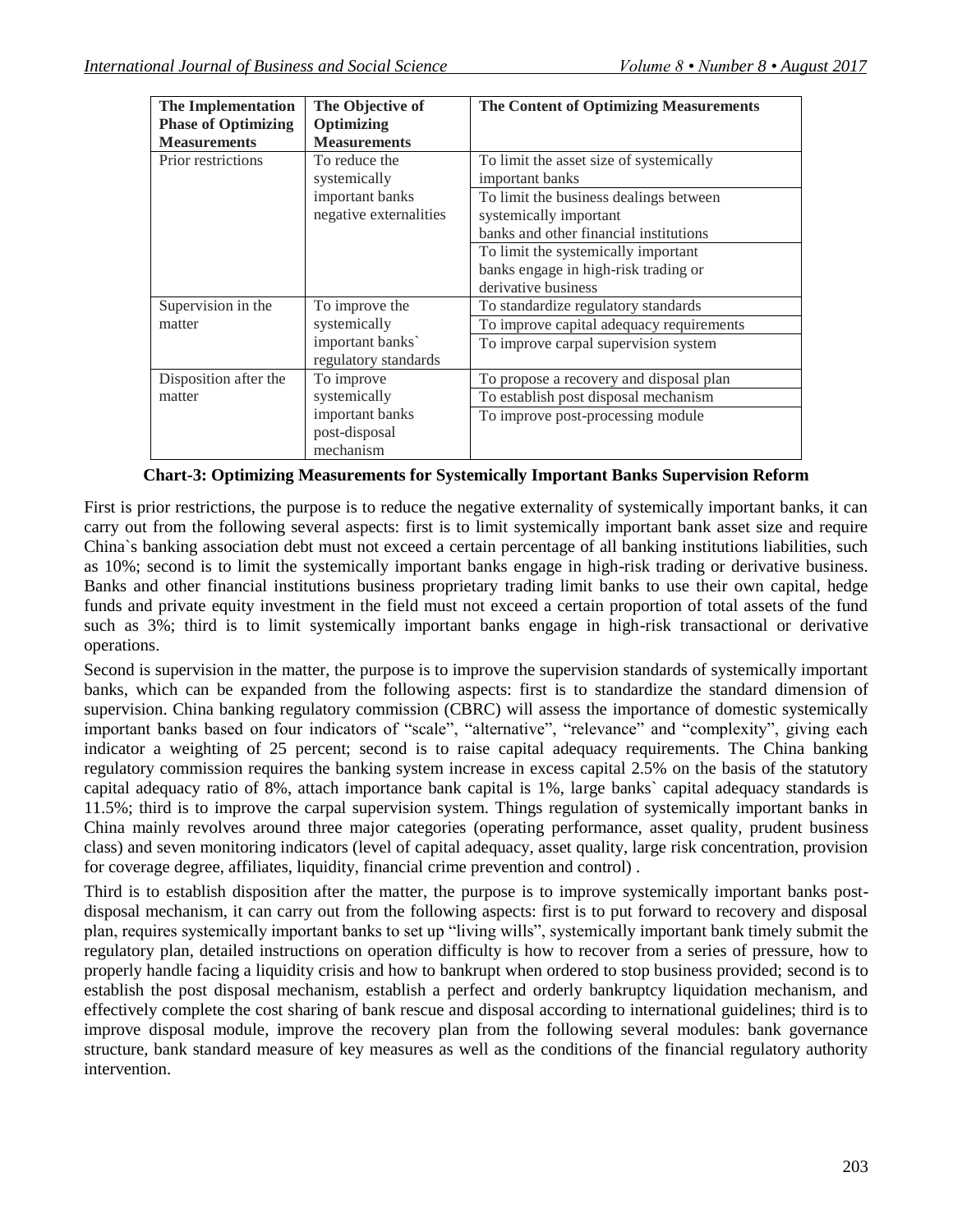| The Implementation Phase of Optimizing Measurements | The Objective of Optimizing Measurements | The Content of Optimizing Measurements |
|---|---|---|
| Prior restrictions | To reduce the systemically important banks negative externalities | To limit the asset size of systemically important banks |
| | | To limit the business dealings between systemically important banks and other financial institutions |
| | | To limit the systemically important banks engage in high-risk trading or derivative business |
| Supervision in the matter | To improve the systemically important banks` regulatory standards | To standardize regulatory standards |
| | | To improve capital adequacy requirements |
| | | To improve carpal supervision system |
| Disposition after the matter | To improve systemically important banks post-disposal mechanism | To propose a recovery and disposal plan |
| | | To establish post disposal mechanism |
| | | To improve post-processing module |

**Chart-3: Optimizing Measurements for Systemically Important Banks Supervision Reform**

First is prior restrictions, the purpose is to reduce the negative externality of systemically important banks, it can carry out from the following several aspects: first is to limit systemically important bank asset size and require China`s banking association debt must not exceed a certain percentage of all banking institutions liabilities, such as 10%; second is to limit the systemically important banks engage in high-risk trading or derivative business. Banks and other financial institutions business proprietary trading limit banks to use their own capital, hedge funds and private equity investment in the field must not exceed a certain proportion of total assets of the fund such as 3%; third is to limit systemically important banks engage in high-risk transactional or derivative operations.

Second is supervision in the matter, the purpose is to improve the supervision standards of systemically important banks, which can be expanded from the following aspects: first is to standardize the standard dimension of supervision. China banking regulatory commission (CBRC) will assess the importance of domestic systemically important banks based on four indicators of "scale", "alternative", "relevance" and "complexity", giving each indicator a weighting of 25 percent; second is to raise capital adequacy requirements. The China banking regulatory commission requires the banking system increase in excess capital 2.5% on the basis of the statutory capital adequacy ratio of 8%, attach importance bank capital is 1%, large banks` capital adequacy standards is 11.5%; third is to improve the carpal supervision system. Things regulation of systemically important banks in China mainly revolves around three major categories (operating performance, asset quality, prudent business class) and seven monitoring indicators (level of capital adequacy, asset quality, large risk concentration, provision for coverage degree, affiliates, liquidity, financial crime prevention and control) .

Third is to establish disposition after the matter, the purpose is to improve systemically important banks post-disposal mechanism, it can carry out from the following aspects: first is to put forward to recovery and disposal plan, requires systemically important banks to set up "living wills", systemically important bank timely submit the regulatory plan, detailed instructions on operation difficulty is how to recover from a series of pressure, how to properly handle facing a liquidity crisis and how to bankrupt when ordered to stop business provided; second is to establish the post disposal mechanism, establish a perfect and orderly bankruptcy liquidation mechanism, and effectively complete the cost sharing of bank rescue and disposal according to international guidelines; third is to improve disposal module, improve the recovery plan from the following several modules: bank governance structure, bank standard measure of key measures as well as the conditions of the financial regulatory authority intervention.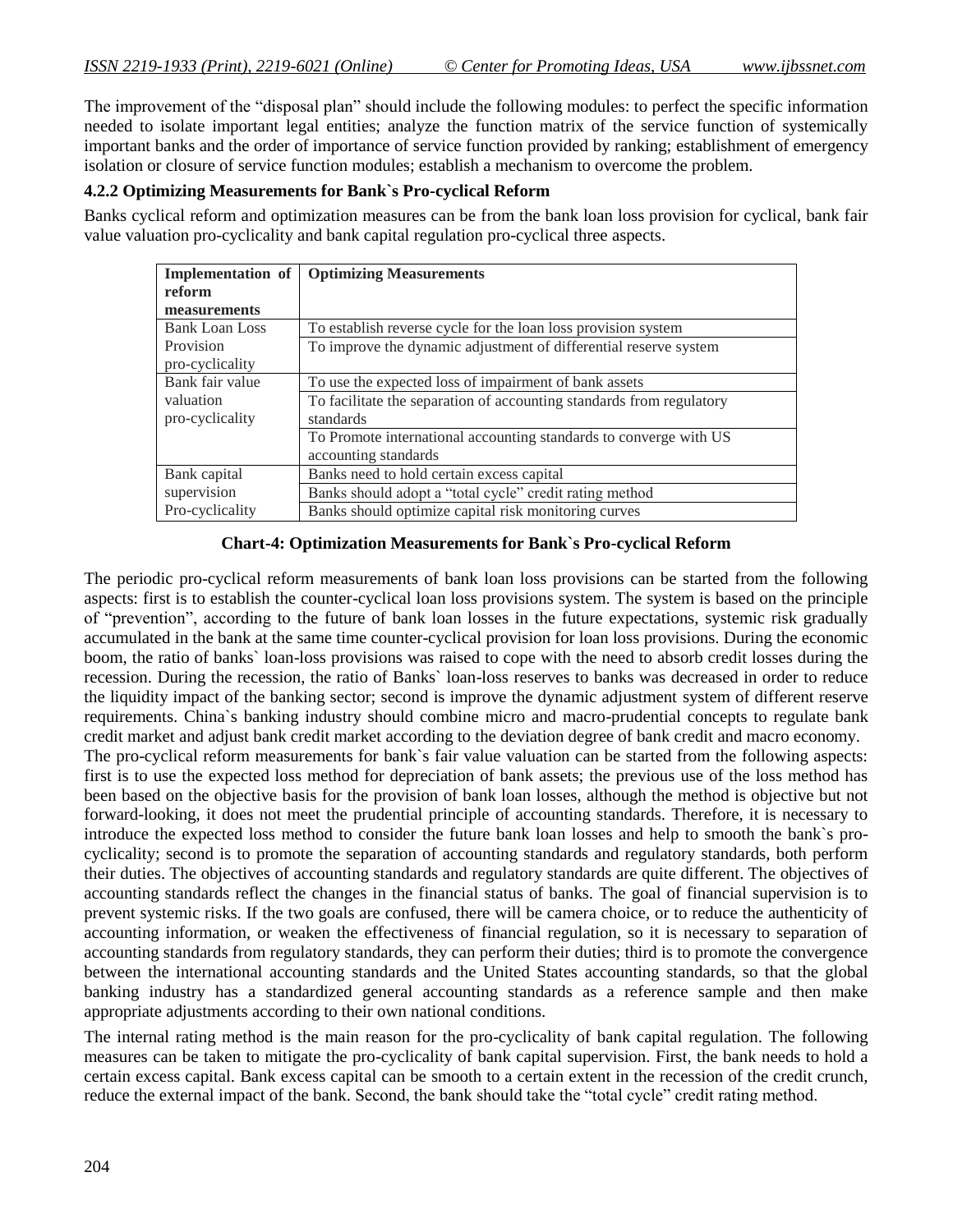The improvement of the "disposal plan" should include the following modules: to perfect the specific information needed to isolate important legal entities; analyze the function matrix of the service function of systemically important banks and the order of importance of service function provided by ranking; establishment of emergency isolation or closure of service function modules; establish a mechanism to overcome the problem.

### 4.2.2 Optimizing Measurements for Bank`s Pro-cyclical Reform

Banks cyclical reform and optimization measures can be from the bank loan loss provision for cyclical, bank fair value valuation pro-cyclicality and bank capital regulation pro-cyclical three aspects.

| Implementation of reform measurements | Optimizing Measurements |
|---|---|
| Bank Loan Loss Provision pro-cyclicality | To establish reverse cycle for the loan loss provision system |
| | To improve the dynamic adjustment of differential reserve system |
| Bank fair value valuation pro-cyclicality | To use the expected loss of impairment of bank assets |
| | To facilitate the separation of accounting standards from regulatory standards |
| | To Promote international accounting standards to converge with US accounting standards |
| Bank capital supervision Pro-cyclicality | Banks need to hold certain excess capital |
| | Banks should adopt a "total cycle" credit rating method |
| | Banks should optimize capital risk monitoring curves |

**Chart-4: Optimization Measurements for Bank`s Pro-cyclical Reform**

The periodic pro-cyclical reform measurements of bank loan loss provisions can be started from the following aspects: first is to establish the counter-cyclical loan loss provisions system. The system is based on the principle of "prevention", according to the future of bank loan losses in the future expectations, systemic risk gradually accumulated in the bank at the same time counter-cyclical provision for loan loss provisions. During the economic boom, the ratio of banks` loan-loss provisions was raised to cope with the need to absorb credit losses during the recession. During the recession, the ratio of Banks` loan-loss reserves to banks was decreased in order to reduce the liquidity impact of the banking sector; second is improve the dynamic adjustment system of different reserve requirements. China`s banking industry should combine micro and macro-prudential concepts to regulate bank credit market and adjust bank credit market according to the deviation degree of bank credit and macro economy.

The pro-cyclical reform measurements for bank`s fair value valuation can be started from the following aspects: first is to use the expected loss method for depreciation of bank assets; the previous use of the loss method has been based on the objective basis for the provision of bank loan losses, although the method is objective but not forward-looking, it does not meet the prudential principle of accounting standards. Therefore, it is necessary to introduce the expected loss method to consider the future bank loan losses and help to smooth the bank`s pro-cyclicality; second is to promote the separation of accounting standards and regulatory standards, both perform their duties. The objectives of accounting standards and regulatory standards are quite different. The objectives of accounting standards reflect the changes in the financial status of banks. The goal of financial supervision is to prevent systemic risks. If the two goals are confused, there will be camera choice, or to reduce the authenticity of accounting information, or weaken the effectiveness of financial regulation, so it is necessary to separation of accounting standards from regulatory standards, they can perform their duties; third is to promote the convergence between the international accounting standards and the United States accounting standards, so that the global banking industry has a standardized general accounting standards as a reference sample and then make appropriate adjustments according to their own national conditions.

The internal rating method is the main reason for the pro-cyclicality of bank capital regulation. The following measures can be taken to mitigate the pro-cyclicality of bank capital supervision. First, the bank needs to hold a certain excess capital. Bank excess capital can be smooth to a certain extent in the recession of the credit crunch, reduce the external impact of the bank. Second, the bank should take the "total cycle" credit rating method.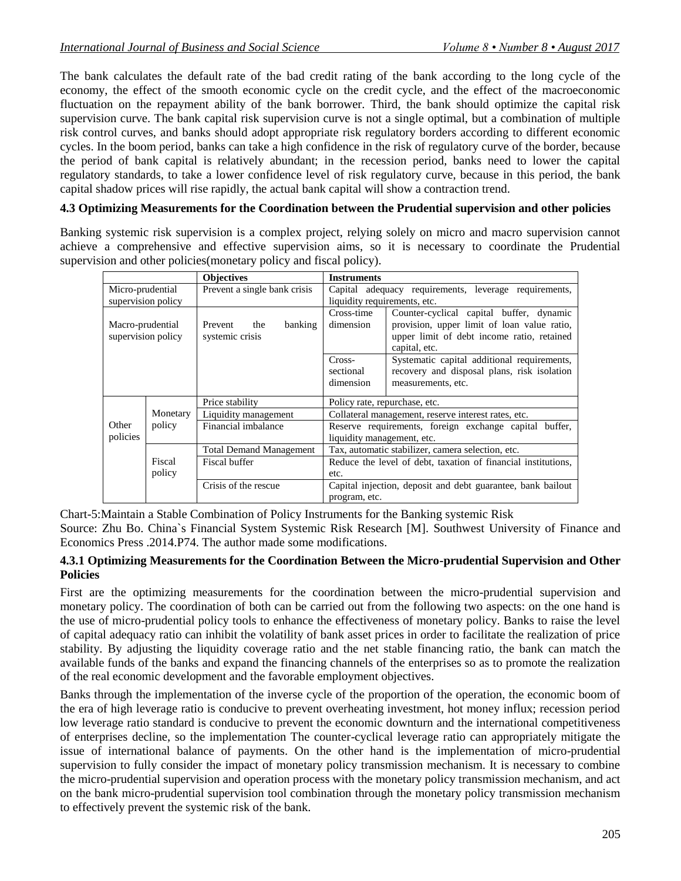The bank calculates the default rate of the bad credit rating of the bank according to the long cycle of the economy, the effect of the smooth economic cycle on the credit cycle, and the effect of the macroeconomic fluctuation on the repayment ability of the bank borrower. Third, the bank should optimize the capital risk supervision curve. The bank capital risk supervision curve is not a single optimal, but a combination of multiple risk control curves, and banks should adopt appropriate risk regulatory borders according to different economic cycles. In the boom period, banks can take a high confidence in the risk of regulatory curve of the border, because the period of bank capital is relatively abundant; in the recession period, banks need to lower the capital regulatory standards, to take a lower confidence level of risk regulatory curve, because in this period, the bank capital shadow prices will rise rapidly, the actual bank capital will show a contraction trend.

### 4.3 Optimizing Measurements for the Coordination between the Prudential supervision and other policies

Banking systemic risk supervision is a complex project, relying solely on micro and macro supervision cannot achieve a comprehensive and effective supervision aims, so it is necessary to coordinate the Prudential supervision and other policies(monetary policy and fiscal policy).

| | | Objectives | Instruments | |
|---|---|---|---|---|
| Micro-prudential supervision policy | | Prevent a single bank crisis | Capital adequacy requirements, leverage requirements, liquidity requirements, etc. | |
| Macro-prudential supervision policy | | Prevent the banking systemic crisis | Cross-time dimension | Counter-cyclical capital buffer, dynamic provision, upper limit of loan value ratio, upper limit of debt income ratio, retained capital, etc. |
| | | | Cross-sectional dimension | Systematic capital additional requirements, recovery and disposal plans, risk isolation measurements, etc. |
| Other policies | Monetary policy | Price stability | Policy rate, repurchase, etc. | |
| | | Liquidity management | Collateral management, reserve interest rates, etc. | |
| | | Financial imbalance | Reserve requirements, foreign exchange capital buffer, liquidity management, etc. | |
| | Fiscal policy | Total Demand Management | Tax, automatic stabilizer, camera selection, etc. | |
| | | Fiscal buffer | Reduce the level of debt, taxation of financial institutions, etc. | |
| | | Crisis of the rescue | Capital injection, deposit and debt guarantee, bank bailout program, etc. | |

Chart-5:Maintain a Stable Combination of Policy Instruments for the Banking systemic Risk

Source: Zhu Bo. China`s Financial System Systemic Risk Research [M]. Southwest University of Finance and Economics Press .2014.P74. The author made some modifications.

#### 4.3.1 Optimizing Measurements for the Coordination Between the Micro-prudential Supervision and Other Policies

First are the optimizing measurements for the coordination between the micro-prudential supervision and monetary policy. The coordination of both can be carried out from the following two aspects: on the one hand is the use of micro-prudential policy tools to enhance the effectiveness of monetary policy. Banks to raise the level of capital adequacy ratio can inhibit the volatility of bank asset prices in order to facilitate the realization of price stability. By adjusting the liquidity coverage ratio and the net stable financing ratio, the bank can match the available funds of the banks and expand the financing channels of the enterprises so as to promote the realization of the real economic development and the favorable employment objectives.

Banks through the implementation of the inverse cycle of the proportion of the operation, the economic boom of the era of high leverage ratio is conducive to prevent overheating investment, hot money influx; recession period low leverage ratio standard is conducive to prevent the economic downturn and the international competitiveness of enterprises decline, so the implementation The counter-cyclical leverage ratio can appropriately mitigate the issue of international balance of payments. On the other hand is the implementation of micro-prudential supervision to fully consider the impact of monetary policy transmission mechanism. It is necessary to combine the micro-prudential supervision and operation process with the monetary policy transmission mechanism, and act on the bank micro-prudential supervision tool combination through the monetary policy transmission mechanism to effectively prevent the systemic risk of the bank.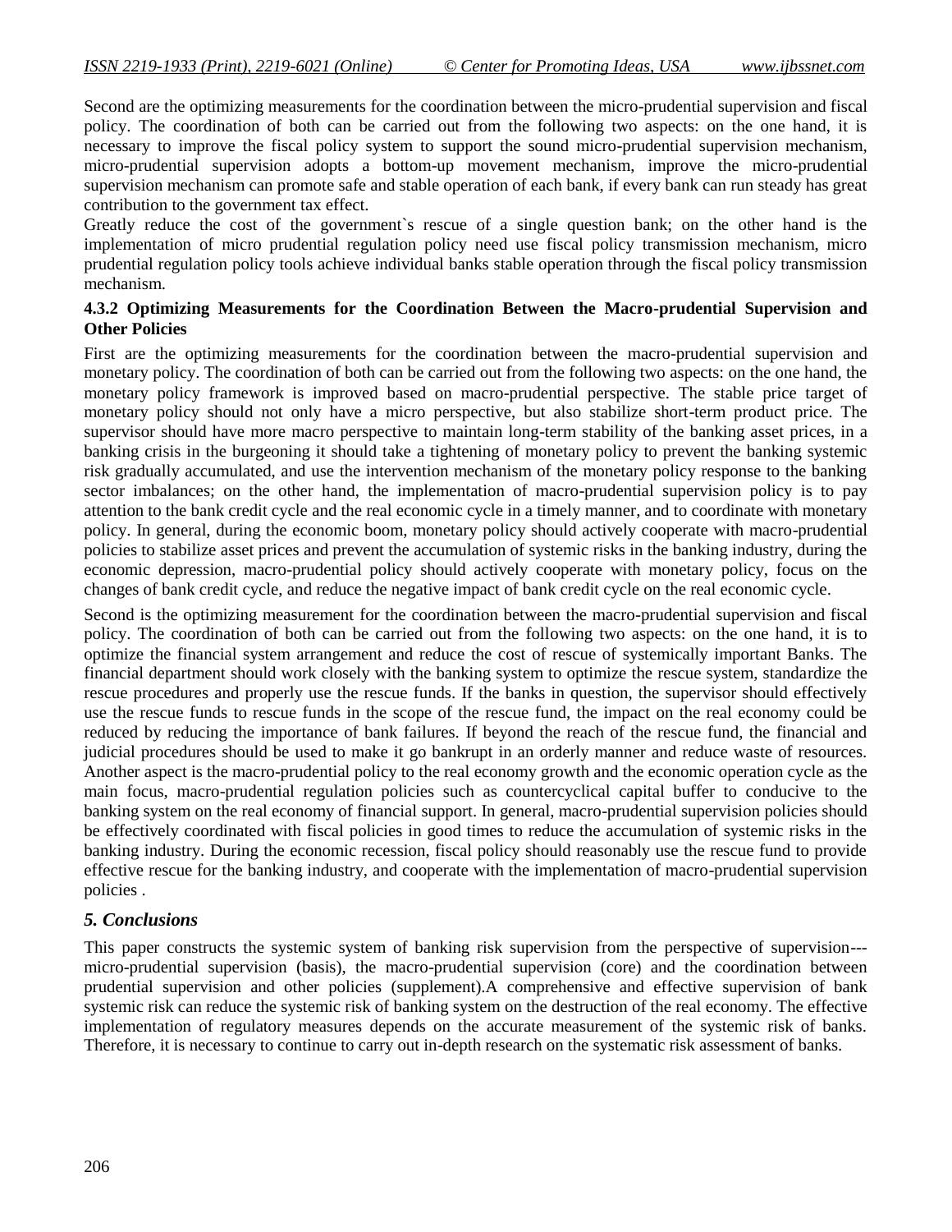Second are the optimizing measurements for the coordination between the micro-prudential supervision and fiscal policy. The coordination of both can be carried out from the following two aspects: on the one hand, it is necessary to improve the fiscal policy system to support the sound micro-prudential supervision mechanism, micro-prudential supervision adopts a bottom-up movement mechanism, improve the micro-prudential supervision mechanism can promote safe and stable operation of each bank, if every bank can run steady has great contribution to the government tax effect.

Greatly reduce the cost of the government`s rescue of a single question bank; on the other hand is the implementation of micro prudential regulation policy need use fiscal policy transmission mechanism, micro prudential regulation policy tools achieve individual banks stable operation through the fiscal policy transmission mechanism.

#### 4.3.2 Optimizing Measurements for the Coordination Between the Macro-prudential Supervision and Other Policies

First are the optimizing measurements for the coordination between the macro-prudential supervision and monetary policy. The coordination of both can be carried out from the following two aspects: on the one hand, the monetary policy framework is improved based on macro-prudential perspective. The stable price target of monetary policy should not only have a micro perspective, but also stabilize short-term product price. The supervisor should have more macro perspective to maintain long-term stability of the banking asset prices, in a banking crisis in the burgeoning it should take a tightening of monetary policy to prevent the banking systemic risk gradually accumulated, and use the intervention mechanism of the monetary policy response to the banking sector imbalances; on the other hand, the implementation of macro-prudential supervision policy is to pay attention to the bank credit cycle and the real economic cycle in a timely manner, and to coordinate with monetary policy. In general, during the economic boom, monetary policy should actively cooperate with macro-prudential policies to stabilize asset prices and prevent the accumulation of systemic risks in the banking industry, during the economic depression, macro-prudential policy should actively cooperate with monetary policy, focus on the changes of bank credit cycle, and reduce the negative impact of bank credit cycle on the real economic cycle.

Second is the optimizing measurement for the coordination between the macro-prudential supervision and fiscal policy. The coordination of both can be carried out from the following two aspects: on the one hand, it is to optimize the financial system arrangement and reduce the cost of rescue of systemically important Banks. The financial department should work closely with the banking system to optimize the rescue system, standardize the rescue procedures and properly use the rescue funds. If the banks in question, the supervisor should effectively use the rescue funds to rescue funds in the scope of the rescue fund, the impact on the real economy could be reduced by reducing the importance of bank failures. If beyond the reach of the rescue fund, the financial and judicial procedures should be used to make it go bankrupt in an orderly manner and reduce waste of resources. Another aspect is the macro-prudential policy to the real economy growth and the economic operation cycle as the main focus, macro-prudential regulation policies such as countercyclical capital buffer to conducive to the banking system on the real economy of financial support. In general, macro-prudential supervision policies should be effectively coordinated with fiscal policies in good times to reduce the accumulation of systemic risks in the banking industry. During the economic recession, fiscal policy should reasonably use the rescue fund to provide effective rescue for the banking industry, and cooperate with the implementation of macro-prudential supervision policies .

## *5. Conclusions*

This paper constructs the systemic system of banking risk supervision from the perspective of supervision---micro-prudential supervision (basis), the macro-prudential supervision (core) and the coordination between prudential supervision and other policies (supplement).A comprehensive and effective supervision of bank systemic risk can reduce the systemic risk of banking system on the destruction of the real economy. The effective implementation of regulatory measures depends on the accurate measurement of the systemic risk of banks. Therefore, it is necessary to continue to carry out in-depth research on the systematic risk assessment of banks.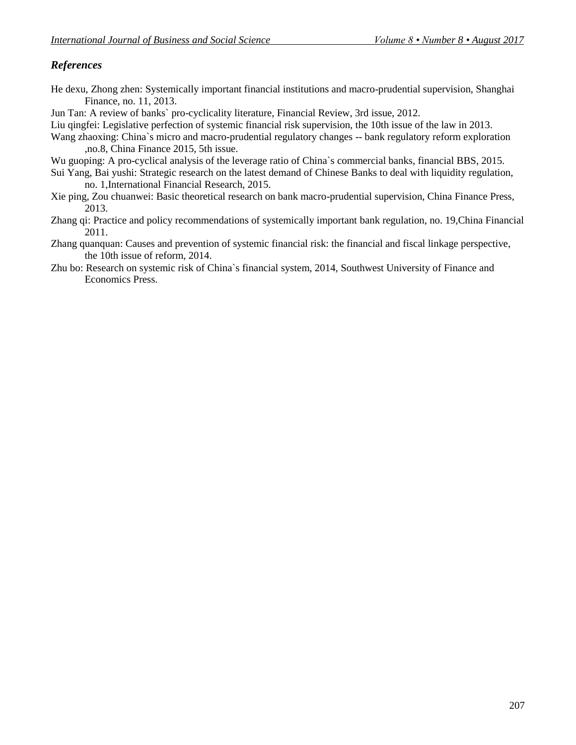## *References*

He dexu, Zhong zhen: Systemically important financial institutions and macro-prudential supervision, Shanghai Finance, no. 11, 2013.

Jun Tan: A review of banks` pro-cyclicality literature, Financial Review, 3rd issue, 2012.

Liu qingfei: Legislative perfection of systemic financial risk supervision, the 10th issue of the law in 2013.

Wang zhaoxing: China`s micro and macro-prudential regulatory changes -- bank regulatory reform exploration ,no.8, China Finance 2015, 5th issue.

Wu guoping: A pro-cyclical analysis of the leverage ratio of China`s commercial banks, financial BBS, 2015.

Sui Yang, Bai yushi: Strategic research on the latest demand of Chinese Banks to deal with liquidity regulation, no. 1,International Financial Research, 2015.

Xie ping, Zou chuanwei: Basic theoretical research on bank macro-prudential supervision, China Finance Press, 2013.

Zhang qi: Practice and policy recommendations of systemically important bank regulation, no. 19,China Financial 2011.

Zhang quanquan: Causes and prevention of systemic financial risk: the financial and fiscal linkage perspective, the 10th issue of reform, 2014.

Zhu bo: Research on systemic risk of China`s financial system, 2014, Southwest University of Finance and Economics Press.